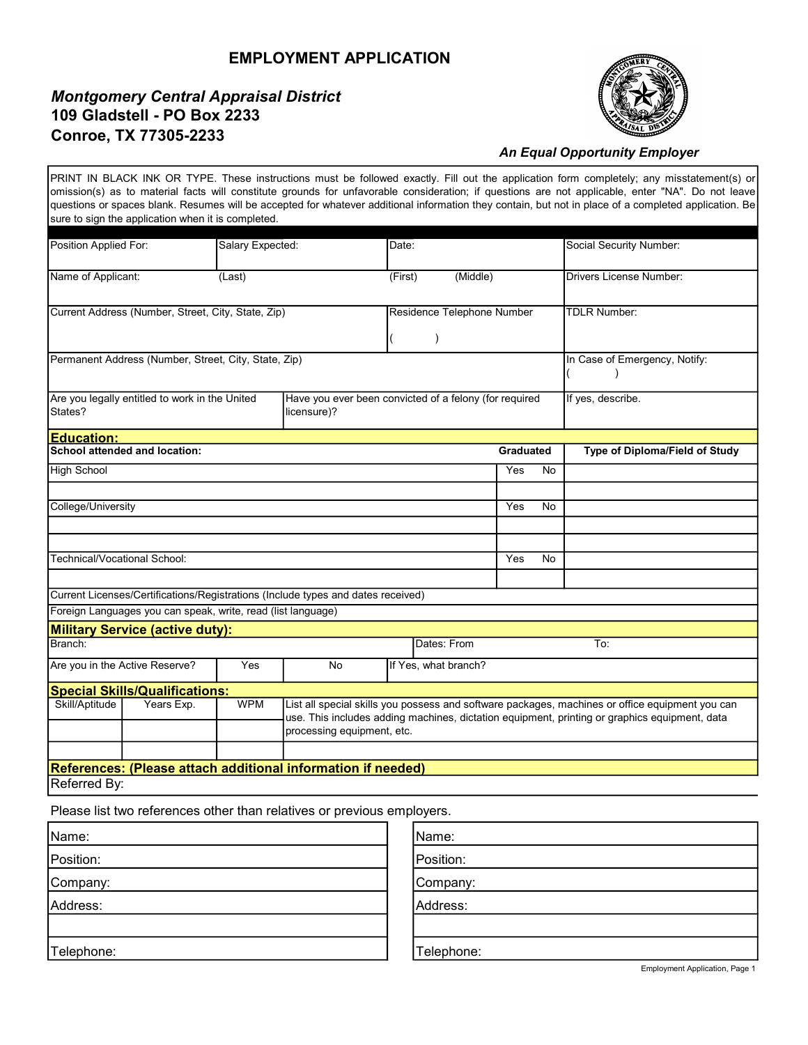# EMPLOYMENT APPLICATION

***Montgomery Central Appraisal District***
**109 Gladstell - PO Box 2233**
**Conroe, TX 77305-2233**

***An Equal Opportunity Employer***

PRINT IN BLACK INK OR TYPE. These instructions must be followed exactly. Fill out the application form completely; any misstatement(s) or omission(s) as to material facts will constitute grounds for unfavorable consideration; if questions are not applicable, enter "NA". Do not leave questions or spaces blank. Resumes will be accepted for whatever additional information they contain, but not in place of a completed application. Be sure to sign the application when it is completed.

| Position Applied For: | Salary Expected: | Date: | Social Security Number: |
|---|---|---|---|
| Name of Applicant: (Last) | | (First) (Middle) | Drivers License Number: |
| Current Address (Number, Street, City, State, Zip) | | Residence Telephone Number ( ) | TDLR Number: |
| Permanent Address (Number, Street, City, State, Zip) | | | In Case of Emergency, Notify: ( ) |
| Are you legally entitled to work in the United States? | Have you ever been convicted of a felony (for required licensure)? | | If yes, describe. |

## Education:

| School attended and location: | Graduated | Type of Diploma/Field of Study |
|---|---|---|
| High School | Yes No | |
| | | |
| College/University | Yes No | |
| | | |
| | | |
| Technical/Vocational School: | Yes No | |
| | | |
| Current Licenses/Certifications/Registrations (Include types and dates received) | | |
| Foreign Languages you can speak, write, read (list language) | | |

## Military Service (active duty):

| Branch: | | Dates: From | To: |
|---|---|---|---|
| Are you in the Active Reserve? | Yes | No | If Yes, what branch? |

## Special Skills/Qualifications:

| Skill/Aptitude | Years Exp. | WPM | List all special skills you possess and software packages, machines or office equipment you can use. This includes adding machines, dictation equipment, printing or graphics equipment, data processing equipment, etc. |
|---|---|---|---|
| | | | |
| | | | |

## References: (Please attach additional information if needed)

Referred By:

Please list two references other than relatives or previous employers.

| | |
|---|---|
| Name: | Name: |
| Position: | Position: |
| Company: | Company: |
| Address: | Address: |
| | |
| Telephone: | Telephone: |

Employment Application, Page 1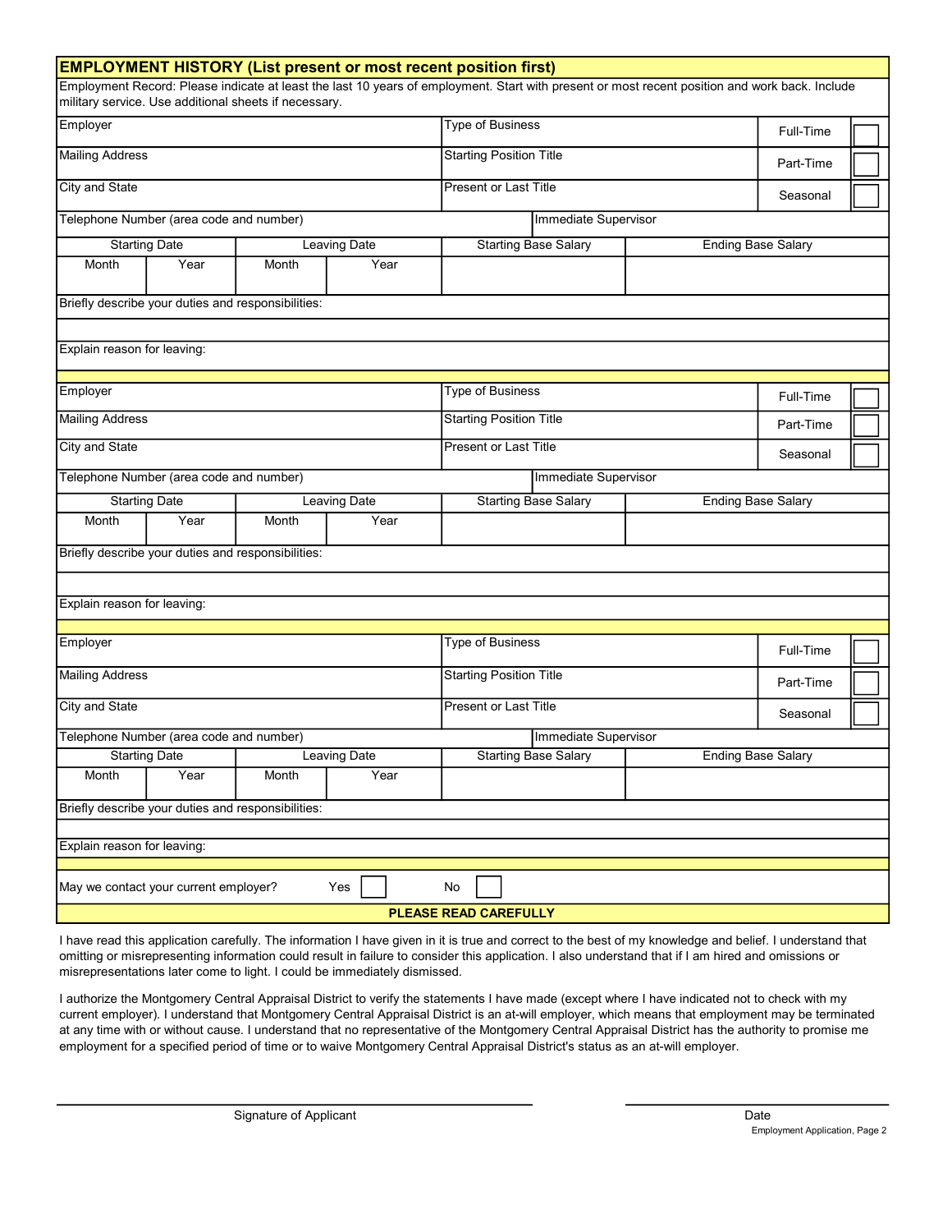## EMPLOYMENT HISTORY (List present or most recent position first)

Employment Record: Please indicate at least the last 10 years of employment. Start with present or most recent position and work back. Include military service. Use additional sheets if necessary.

| Employer | | | | Type of Business | | Full-Time | ☐ |
|---|---|---|---|---|---|---|---|
| Mailing Address | | | | Starting Position Title | | Part-Time | ☐ |
| City and State | | | | Present or Last Title | | Seasonal | ☐ |
| Telephone Number (area code and number) | | | | Immediate Supervisor | | | |
| Starting Date | | Leaving Date | | Starting Base Salary | Ending Base Salary | | |
| Month | Year | Month | Year | | | | |
| Briefly describe your duties and responsibilities: | | | | | | | |
| Explain reason for leaving: | | | | | | | |

| Employer | | | | Type of Business | | Full-Time | ☐ |
|---|---|---|---|---|---|---|---|
| Mailing Address | | | | Starting Position Title | | Part-Time | ☐ |
| City and State | | | | Present or Last Title | | Seasonal | ☐ |
| Telephone Number (area code and number) | | | | Immediate Supervisor | | | |
| Starting Date | | Leaving Date | | Starting Base Salary | Ending Base Salary | | |
| Month | Year | Month | Year | | | | |
| Briefly describe your duties and responsibilities: | | | | | | | |
| Explain reason for leaving: | | | | | | | |

| Employer | | | | Type of Business | | Full-Time | ☐ |
|---|---|---|---|---|---|---|---|
| Mailing Address | | | | Starting Position Title | | Part-Time | ☐ |
| City and State | | | | Present or Last Title | | Seasonal | ☐ |
| Telephone Number (area code and number) | | | | Immediate Supervisor | | | |
| Starting Date | | Leaving Date | | Starting Base Salary | Ending Base Salary | | |
| Month | Year | Month | Year | | | | |
| Briefly describe your duties and responsibilities: | | | | | | | |
| Explain reason for leaving: | | | | | | | |

May we contact your current employer? Yes ☐ No ☐

**PLEASE READ CAREFULLY**

I have read this application carefully. The information I have given in it is true and correct to the best of my knowledge and belief. I understand that omitting or misrepresenting information could result in failure to consider this application. I also understand that if I am hired and omissions or misrepresentations later come to light. I could be immediately dismissed.

I authorize the Montgomery Central Appraisal District to verify the statements I have made (except where I have indicated not to check with my current employer). I understand that Montgomery Central Appraisal District is an at-will employer, which means that employment may be terminated at any time with or without cause. I understand that no representative of the Montgomery Central Appraisal District has the authority to promise me employment for a specified period of time or to waive Montgomery Central Appraisal District's status as an at-will employer.

Signature of Applicant ______________________ Date ______________

Employment Application, Page 2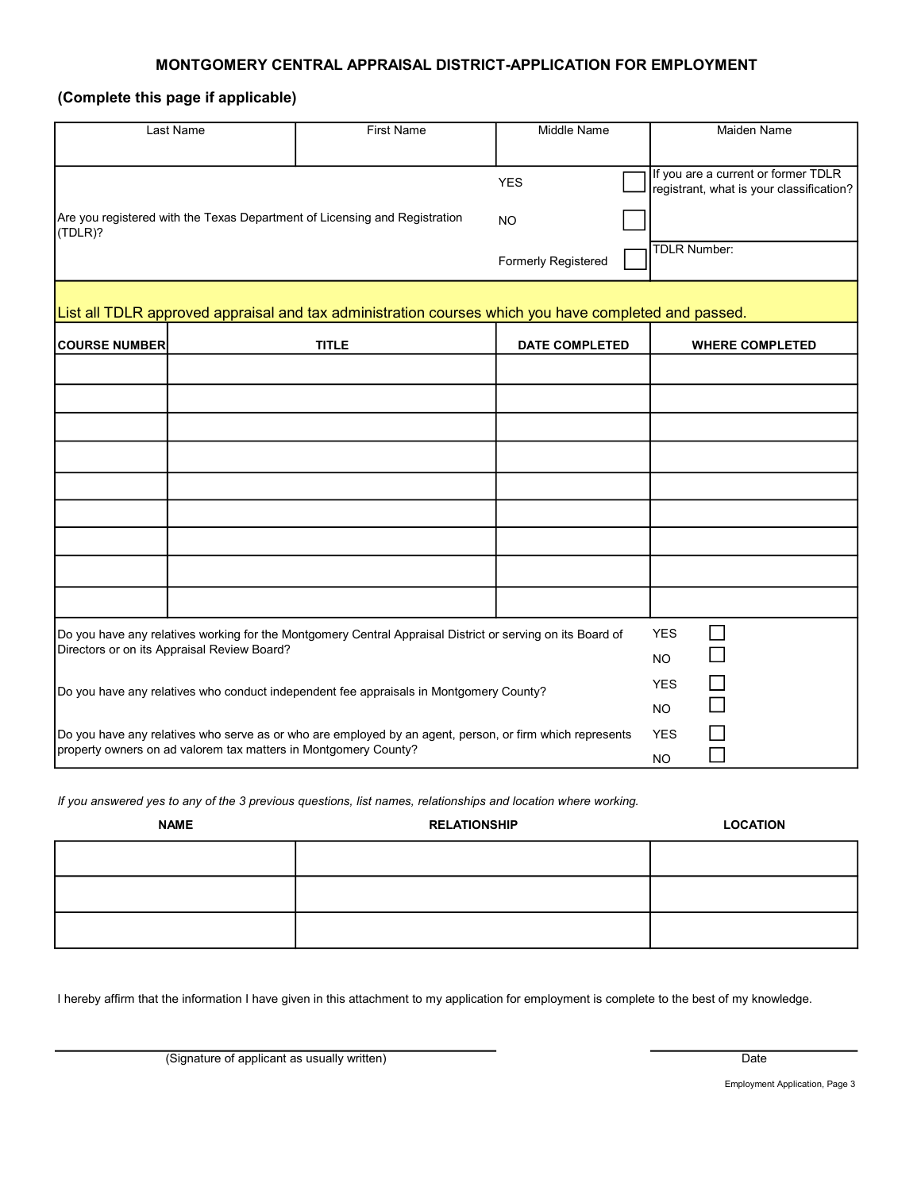# MONTGOMERY CENTRAL APPRAISAL DISTRICT-APPLICATION FOR EMPLOYMENT

**(Complete this page if applicable)**

| Last Name | First Name | Middle Name | Maiden Name |
|---|---|---|---|
| | | | |

Are you registered with the Texas Department of Licensing and Registration (TDLR)?

- YES ☐
- NO ☐
- Formerly Registered ☐

If you are a current or former TDLR registrant, what is your classification?

TDLR Number:

**List all TDLR approved appraisal and tax administration courses which you have completed and passed.**

| COURSE NUMBER | TITLE | DATE COMPLETED | WHERE COMPLETED |
|---|---|---|---|
| | | | |
| | | | |
| | | | |
| | | | |
| | | | |
| | | | |
| | | | |
| | | | |
| | | | |

Do you have any relatives working for the Montgomery Central Appraisal District or serving on its Board of Directors or on its Appraisal Review Board? YES ☐ NO ☐

Do you have any relatives who conduct independent fee appraisals in Montgomery County? YES ☐ NO ☐

Do you have any relatives who serve as or who are employed by an agent, person, or firm which represents property owners on ad valorem tax matters in Montgomery County? YES ☐ NO ☐

*If you answered yes to any of the 3 previous questions, list names, relationships and location where working.*

| NAME | RELATIONSHIP | LOCATION |
|---|---|---|
| | | |
| | | |
| | | |

I hereby affirm that the information I have given in this attachment to my application for employment is complete to the best of my knowledge.

_______________________________ (Signature of applicant as usually written)

_______________ Date

Employment Application, Page 3